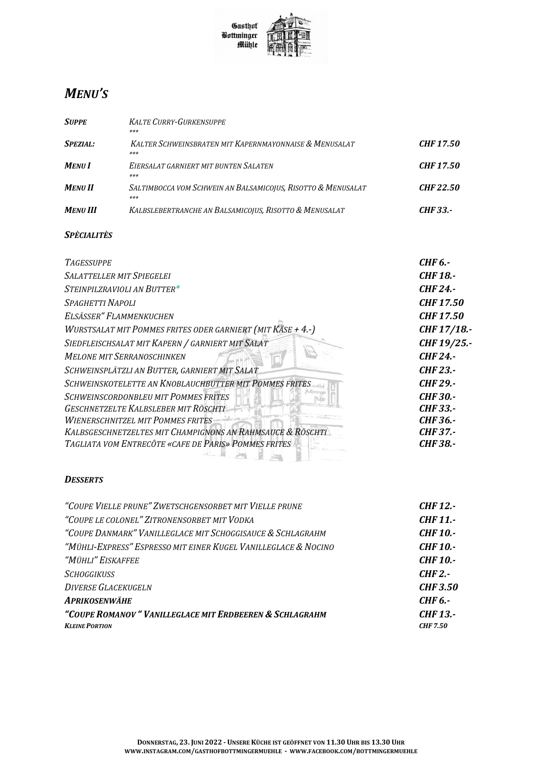Gasthof Bottminger Mühle

# *MENU'S*

| | | |
|---|---|---|
| ***SUPPE*** | *KALTE CURRY-GURKENSUPPE* | |
| | *\*\*\** | |
| ***SPEZIAL:*** | *KALTER SCHWEINSBRATEN MIT KAPERNMAYONNAISE & MENUSALAT* | ***CHF 17.50*** |
| | *\*\*\** | |
| ***MENU I*** | *EIERSALAT GARNIERT MIT BUNTEN SALATEN* | ***CHF 17.50*** |
| | *\*\*\** | |
| ***MENU II*** | *SALTIMBOCCA VOM SCHWEIN AN BALSAMICOJUS, RISOTTO & MENUSALAT* | ***CHF 22.50*** |
| | *\*\*\** | |
| ***MENU III*** | *KALBSLEBERTRANCHE AN BALSAMICOJUS, RISOTTO & MENUSALAT* | ***CHF 33.-*** |

## ***SPÈCIALITÈS***

| | |
|---|---|
| *TAGESSUPPE* | ***CHF 6.-*** |
| *SALATTELLER MIT SPIEGELEI* | ***CHF 18.-*** |
| *STEINPILZRAVIOLI AN BUTTER\** | ***CHF 24.-*** |
| *SPAGHETTI NAPOLI* | ***CHF 17.50*** |
| *ELSÄSSER" FLAMMENKUCHEN* | ***CHF 17.50*** |
| *WURSTSALAT MIT POMMES FRITES ODER GARNIERT (MIT KÄSE + 4.-)* | ***CHF 17/18.-*** |
| *SIEDFLEISCHSALAT MIT KAPERN / GARNIERT MIT SALAT* | ***CHF 19/25.-*** |
| *MELONE MIT SERRANOSCHINKEN* | ***CHF 24.-*** |
| *SCHWEINSPLÄTZLI AN BUTTER, GARNIERT MIT SALAT* | ***CHF 23.-*** |
| *SCHWEINSKOTELETTE AN KNOBLAUCHBUTTER MIT POMMES FRITES* | ***CHF 29.-*** |
| *SCHWEINSCORDONBLEU MIT POMMES FRITES* | ***CHF 30.-*** |
| *GESCHNETZELTE KALBSLEBER MIT RÖSCHTI* | ***CHF 33.-*** |
| *WIENERSCHNITZEL MIT POMMES FRITES* | ***CHF 36.-*** |
| *KALBSGESCHNETZELTES MIT CHAMPIGNONS AN RAHMSAUCE & RÖSCHTI* | ***CHF 37.-*** |
| *TAGLIATA VOM ENTRECÔTE «CAFE DE PARIS» POMMES FRITES* | ***CHF 38.-*** |

## ***DESSERTS***

| | |
|---|---|
| *"COUPE VIELLE PRUNE" ZWETSCHGENSORBET MIT VIELLE PRUNE* | ***CHF 12.-*** |
| *"COUPE LE COLONEL" ZITRONENSORBET MIT VODKA* | ***CHF 11.-*** |
| *"COUPE DANMARK" VANILLEGLACE MIT SCHOGGISAUCE & SCHLAGRAHM* | ***CHF 10.-*** |
| *"MÜHLI-EXPRESS" ESPRESSO MIT EINER KUGEL VANILLEGLACE & NOCINO* | ***CHF 10.-*** |
| *"MÜHLI" EISKAFFEE* | ***CHF 10.-*** |
| *SCHOGGIKUSS* | ***CHF 2.-*** |
| *DIVERSE GLACEKUGELN* | ***CHF 3.50*** |
| ***APRIKOSENWÄHE*** | ***CHF 6.-*** |
| ***"COUPE ROMANOV " VANILLEGLACE MIT ERDBEEREN & SCHLAGRAHM*** | ***CHF 13.-*** |
| ***KLEINE PORTION*** | ***CHF 7.50*** |

**DONNERSTAG, 23. JUNI 2022 - UNSERE KÜCHE IST GEÖFFNET VON 11.30 UHR BIS 13.30 UHR**
**WWW.INSTAGRAM.COM/GASTHOFBOTTMINGERMUEHLE - WWW.FACEBOOK.COM/BOTTMINGERMUEHLE**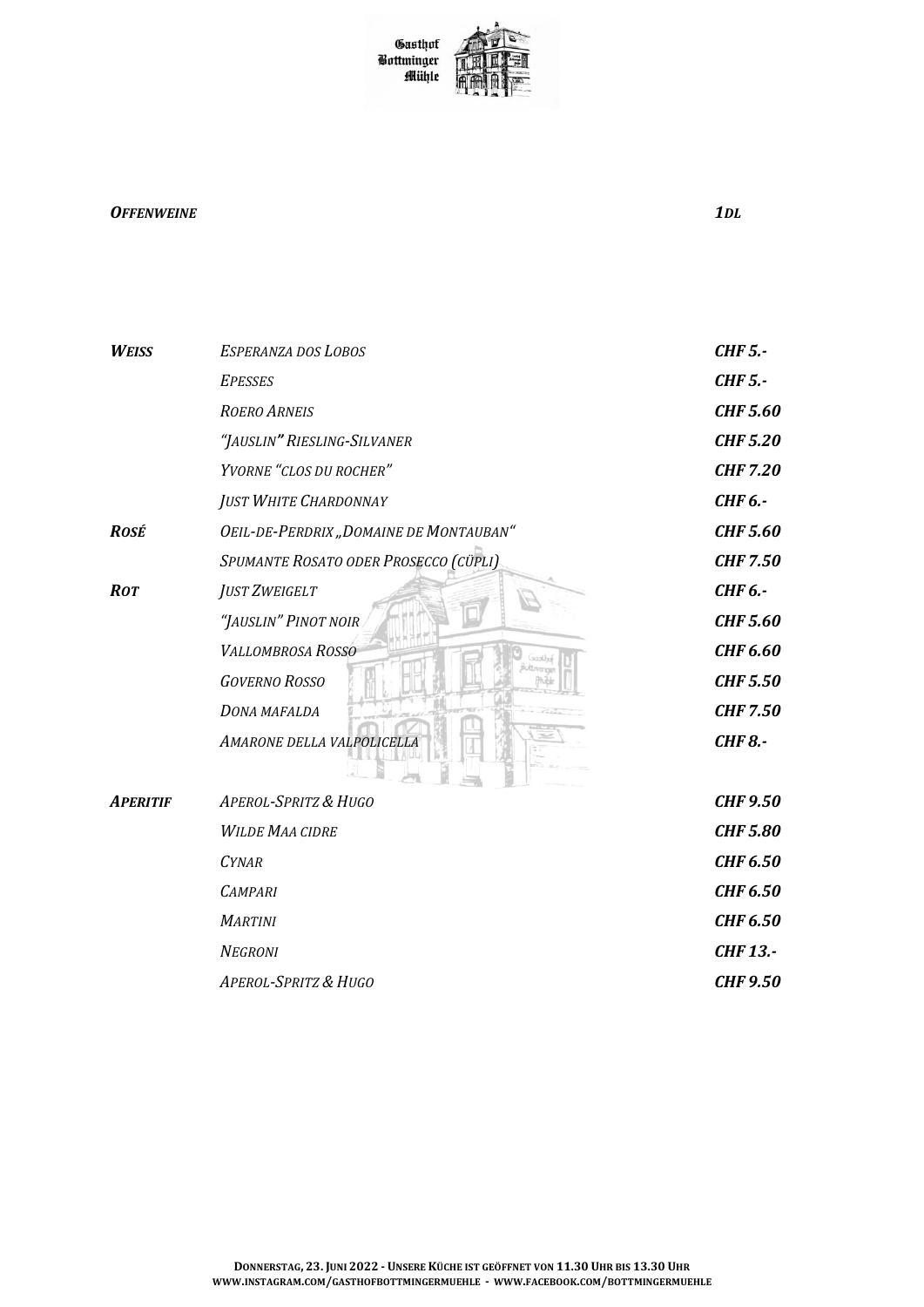| *Offenweine* | | *1dl* |
|---|---|---|
| ***Weiss*** | *Esperanza dos Lobos* | ***CHF 5.-*** |
| | *Epesses* | ***CHF 5.-*** |
| | *Roero Arneis* | ***CHF 5.60*** |
| | *"Jauslin" Riesling-Silvaner* | ***CHF 5.20*** |
| | *Yvorne "clos du rocher"* | ***CHF 7.20*** |
| | *Just White Chardonnay* | ***CHF 6.-*** |
| ***Rosé*** | *Oeil-de-Perdrix „Domaine de Montauban"* | ***CHF 5.60*** |
| | *Spumante Rosato oder Prosecco (Cüpli)* | ***CHF 7.50*** |
| ***Rot*** | *Just Zweigelt* | ***CHF 6.-*** |
| | *"Jauslin" Pinot noir* | ***CHF 5.60*** |
| | *Vallombrosa Rosso* | ***CHF 6.60*** |
| | *Governo Rosso* | ***CHF 5.50*** |
| | *Dona mafalda* | ***CHF 7.50*** |
| | *Amarone della Valpolicella* | ***CHF 8.-*** |
| ***Aperitif*** | *Aperol-Spritz & Hugo* | ***CHF 9.50*** |
| | *Wilde Maa cidre* | ***CHF 5.80*** |
| | *Cynar* | ***CHF 6.50*** |
| | *Campari* | ***CHF 6.50*** |
| | *Martini* | ***CHF 6.50*** |
| | *Negroni* | ***CHF 13.-*** |
| | *Aperol-Spritz & Hugo* | ***CHF 9.50*** |

**Donnerstag, 23. Juni 2022 - Unsere Küche ist geöffnet von 11.30 Uhr bis 13.30 Uhr**
**www.instagram.com/gasthofbottmingermuehle - www.facebook.com/bottmingermuehle**